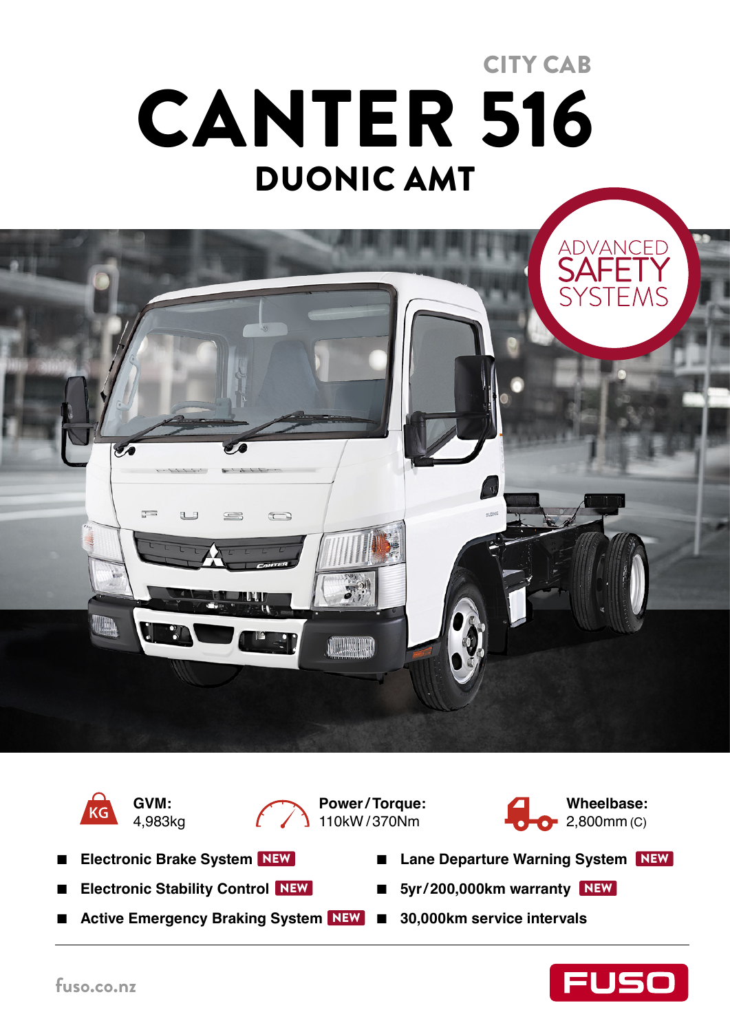CITY CAB

# CANTER 516

## DUONIC AMT

ADVANCED SAFETY SYSTEMS

**GVM:** 4,983kg

**Power/Torque:** 110kW/370Nm

**Wheelbase:** 2,800mm (C)

- **Electronic Brake System** NEW
- **Electronic Stability Control** NEW
- **Active Emergency Braking System** NEW
- **Lane Departure Warning System** NEW
- **5yr/200,000km warranty** NEW
- **30,000km service intervals**

fuso.co.nz

FUSO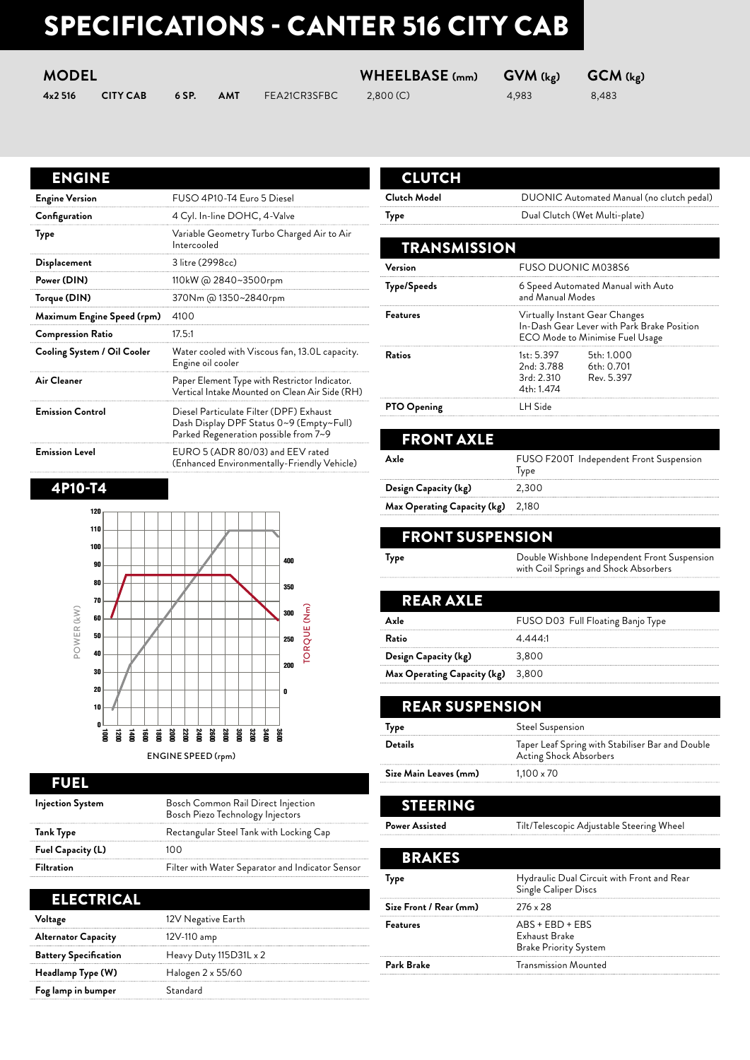# SPECIFICATIONS - CANTER 516 CITY CAB

| MODEL | | | | | WHEELBASE (mm) | GVM (kg) | GCM (kg) |
|---|---|---|---|---|---|---|---|
| 4x2 516 | CITY CAB | 6 SP. | AMT | FEA21CR3SFBC | 2,800 (C) | 4,983 | 8,483 |

## ENGINE

| | |
|---|---|
| Engine Version | FUSO 4P10-T4 Euro 5 Diesel |
| Configuration | 4 Cyl. In-line DOHC, 4-Valve |
| Type | Variable Geometry Turbo Charged Air to Air Intercooled |
| Displacement | 3 litre (2998cc) |
| Power (DIN) | 110kW @ 2840~3500rpm |
| Torque (DIN) | 370Nm @ 1350~2840rpm |
| Maximum Engine Speed (rpm) | 4100 |
| Compression Ratio | 17.5:1 |
| Cooling System / Oil Cooler | Water cooled with Viscous fan, 13.0L capacity. Engine oil cooler |
| Air Cleaner | Paper Element Type with Restrictor Indicator. Vertical Intake Mounted on Clean Air Side (RH) |
| Emission Control | Diesel Particulate Filter (DPF) Exhaust<br>Dash Display DPF Status 0~9 (Empty~Full)<br>Parked Regeneration possible from 7~9 |
| Emission Level | EURO 5 (ADR 80/03) and EEV rated (Enhanced Environmentally-Friendly Vehicle) |

## 4P10-T4

POWER (kW) / TORQUE (Nm) vs ENGINE SPEED (rpm)

## FUEL

| | |
|---|---|
| Injection System | Bosch Common Rail Direct Injection<br>Bosch Piezo Technology Injectors |
| Tank Type | Rectangular Steel Tank with Locking Cap |
| Fuel Capacity (L) | 100 |
| Filtration | Filter with Water Separator and Indicator Sensor |

## ELECTRICAL

| | |
|---|---|
| Voltage | 12V Negative Earth |
| Alternator Capacity | 12V-110 amp |
| Battery Specification | Heavy Duty 115D31L x 2 |
| Headlamp Type (W) | Halogen 2 x 55/60 |
| Fog lamp in bumper | Standard |

## CLUTCH

| | |
|---|---|
| Clutch Model | DUONIC Automated Manual (no clutch pedal) |
| Type | Dual Clutch (Wet Multi-plate) |

## TRANSMISSION

| | |
|---|---|
| Version | FUSO DUONIC M038S6 |
| Type/Speeds | 6 Speed Automated Manual with Auto and Manual Modes |
| Features | Virtually Instant Gear Changes<br>In-Dash Gear Lever with Park Brake Position<br>ECO Mode to Minimise Fuel Usage |
| Ratios | 1st: 5.397, 2nd: 3.788, 3rd: 2.310, 4th: 1.474, 5th: 1.000, 6th: 0.701, Rev. 5.397 |
| PTO Opening | LH Side |

## FRONT AXLE

| | |
|---|---|
| Axle | FUSO F200T Independent Front Suspension Type |
| Design Capacity (kg) | 2,300 |
| Max Operating Capacity (kg) | 2,180 |

## FRONT SUSPENSION

| | |
|---|---|
| Type | Double Wishbone Independent Front Suspension with Coil Springs and Shock Absorbers |

## REAR AXLE

| | |
|---|---|
| Axle | FUSO D03 Full Floating Banjo Type |
| Ratio | 4.444:1 |
| Design Capacity (kg) | 3,800 |
| Max Operating Capacity (kg) | 3,800 |

## REAR SUSPENSION

| | |
|---|---|
| Type | Steel Suspension |
| Details | Taper Leaf Spring with Stabiliser Bar and Double Acting Shock Absorbers |
| Size Main Leaves (mm) | 1,100 x 70 |

## STEERING

| | |
|---|---|
| Power Assisted | Tilt/Telescopic Adjustable Steering Wheel |

## BRAKES

| | |
|---|---|
| Type | Hydraulic Dual Circuit with Front and Rear Single Caliper Discs |
| Size Front / Rear (mm) | 276 x 28 |
| Features | ABS + EBD + EBS<br>Exhaust Brake<br>Brake Priority System |
| Park Brake | Transmission Mounted |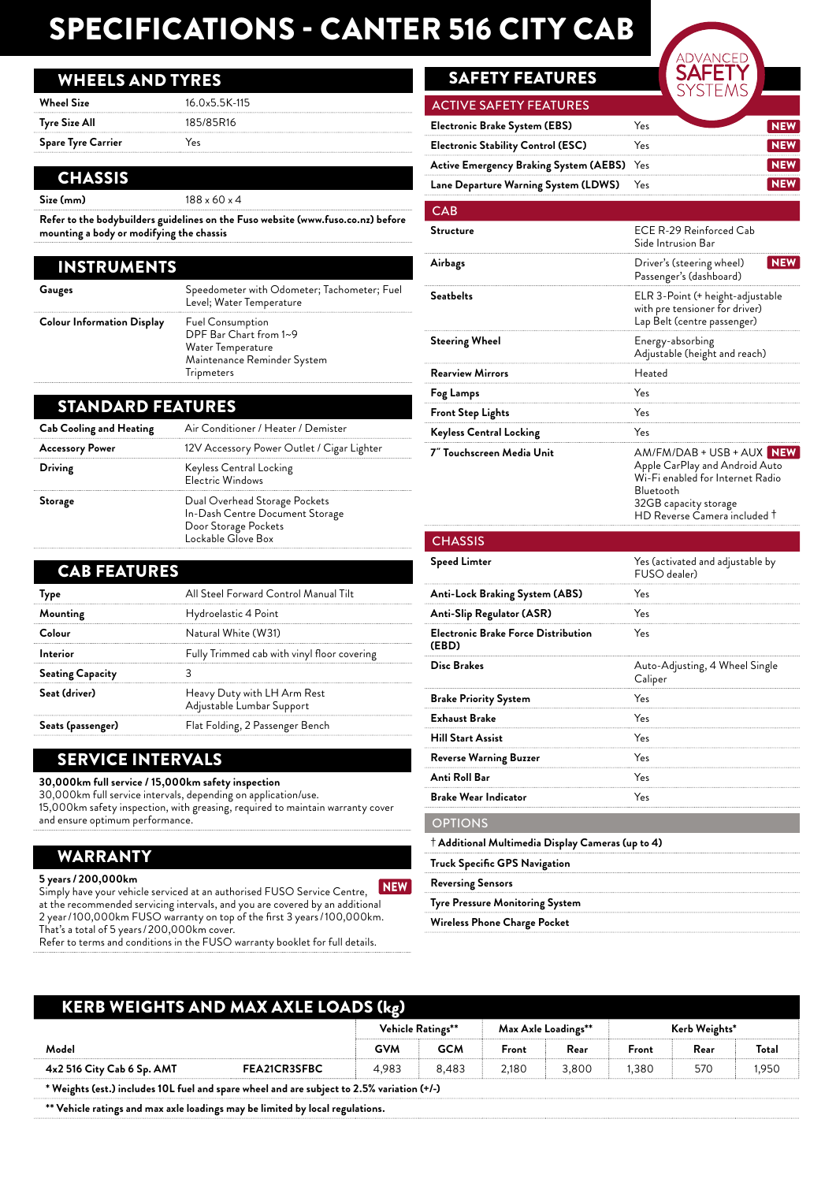# SPECIFICATIONS - CANTER 516 CITY CAB

## WHEELS AND TYRES

| | |
|---|---|
| **Wheel Size** | 16.0x5.5K-115 |
| **Tyre Size All** | 185/85R16 |
| **Spare Tyre Carrier** | Yes |

## CHASSIS

| | |
|---|---|
| **Size (mm)** | 188 x 60 x 4 |

**Refer to the bodybuilders guidelines on the Fuso website (www.fuso.co.nz) before mounting a body or modifying the chassis**

## INSTRUMENTS

| | |
|---|---|
| **Gauges** | Speedometer with Odometer; Tachometer; Fuel Level; Water Temperature |
| **Colour Information Display** | Fuel Consumption<br>DPF Bar Chart from 1~9<br>Water Temperature<br>Maintenance Reminder System<br>Tripmeters |

## STANDARD FEATURES

| | |
|---|---|
| **Cab Cooling and Heating** | Air Conditioner / Heater / Demister |
| **Accessory Power** | 12V Accessory Power Outlet / Cigar Lighter |
| **Driving** | Keyless Central Locking<br>Electric Windows |
| **Storage** | Dual Overhead Storage Pockets<br>In-Dash Centre Document Storage<br>Door Storage Pockets<br>Lockable Glove Box |

## CAB FEATURES

| | |
|---|---|
| **Type** | All Steel Forward Control Manual Tilt |
| **Mounting** | Hydroelastic 4 Point |
| **Colour** | Natural White (W31) |
| **Interior** | Fully Trimmed cab with vinyl floor covering |
| **Seating Capacity** | 3 |
| **Seat (driver)** | Heavy Duty with LH Arm Rest<br>Adjustable Lumbar Support |
| **Seats (passenger)** | Flat Folding, 2 Passenger Bench |

## SERVICE INTERVALS

**30,000km full service / 15,000km safety inspection**
30,000km full service intervals, depending on application/use.
15,000km safety inspection, with greasing, required to maintain warranty cover and ensure optimum performance.

## WARRANTY

**5 years / 200,000km** NEW
Simply have your vehicle serviced at an authorised FUSO Service Centre, at the recommended servicing intervals, and you are covered by an additional 2 year/100,000km FUSO warranty on top of the first 3 years/100,000km. That's a total of 5 years/200,000km cover.
Refer to terms and conditions in the FUSO warranty booklet for full details.

## SAFETY FEATURES

ADVANCED SAFETY SYSTEMS

### ACTIVE SAFETY FEATURES

| | | |
|---|---|---|
| **Electronic Brake System (EBS)** | Yes | NEW |
| **Electronic Stability Control (ESC)** | Yes | NEW |
| **Active Emergency Braking System (AEBS)** | Yes | NEW |
| **Lane Departure Warning System (LDWS)** | Yes | NEW |

### CAB

| | |
|---|---|
| **Structure** | ECE R-29 Reinforced Cab<br>Side Intrusion Bar |
| **Airbags** | Driver's (steering wheel) NEW<br>Passenger's (dashboard) |
| **Seatbelts** | ELR 3-Point (+ height-adjustable with pre tensioner for driver)<br>Lap Belt (centre passenger) |
| **Steering Wheel** | Energy-absorbing<br>Adjustable (height and reach) |
| **Rearview Mirrors** | Heated |
| **Fog Lamps** | Yes |
| **Front Step Lights** | Yes |
| **Keyless Central Locking** | Yes |
| **7" Touchscreen Media Unit** | AM/FM/DAB + USB + AUX NEW<br>Apple CarPlay and Android Auto<br>Wi-Fi enabled for Internet Radio<br>Bluetooth<br>32GB capacity storage<br>HD Reverse Camera included † |

### CHASSIS

| | |
|---|---|
| **Speed Limter** | Yes (activated and adjustable by FUSO dealer) |
| **Anti-Lock Braking System (ABS)** | Yes |
| **Anti-Slip Regulator (ASR)** | Yes |
| **Electronic Brake Force Distribution (EBD)** | Yes |
| **Disc Brakes** | Auto-Adjusting, 4 Wheel Single Caliper |
| **Brake Priority System** | Yes |
| **Exhaust Brake** | Yes |
| **Hill Start Assist** | Yes |
| **Reverse Warning Buzzer** | Yes |
| **Anti Roll Bar** | Yes |
| **Brake Wear Indicator** | Yes |

### OPTIONS

- † **Additional Multimedia Display Cameras (up to 4)**
- **Truck Specific GPS Navigation**
- **Reversing Sensors**
- **Tyre Pressure Monitoring System**
- **Wireless Phone Charge Pocket**

## KERB WEIGHTS AND MAX AXLE LOADS (kg)

| Model | | Vehicle Ratings** | | Max Axle Loadings** | | Kerb Weights* | | |
|---|---|---|---|---|---|---|---|---|
| | | GVM | GCM | Front | Rear | Front | Rear | Total |
| 4x2 516 City Cab 6 Sp. AMT | FEA21CR3SFBC | 4,983 | 8,483 | 2,180 | 3,800 | 1,380 | 570 | 1,950 |

**\* Weights (est.) includes 10L fuel and spare wheel and are subject to 2.5% variation (+/-)**

**\*\* Vehicle ratings and max axle loadings may be limited by local regulations.**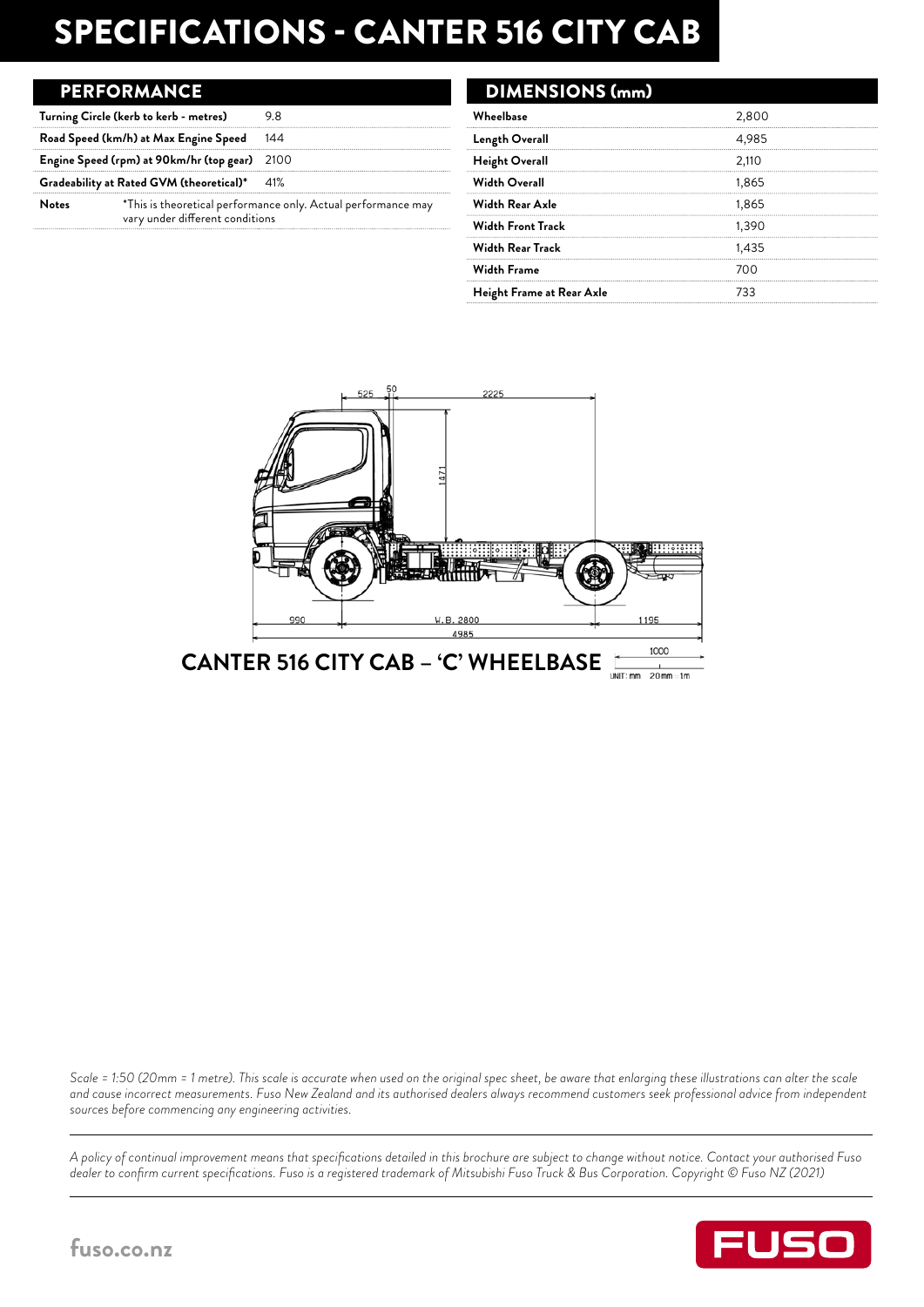# SPECIFICATIONS - CANTER 516 CITY CAB

## PERFORMANCE

| | |
|---|---|
| **Turning Circle (kerb to kerb - metres)** | 9.8 |
| **Road Speed (km/h) at Max Engine Speed** | 144 |
| **Engine Speed (rpm) at 90km/hr (top gear)** | 2100 |
| **Gradeability at Rated GVM (theoretical)*** | 41% |
| **Notes** | *This is theoretical performance only. Actual performance may vary under different conditions |

## DIMENSIONS (mm)

| | |
|---|---|
| **Wheelbase** | 2,800 |
| **Length Overall** | 4,985 |
| **Height Overall** | 2,110 |
| **Width Overall** | 1,865 |
| **Width Rear Axle** | 1,865 |
| **Width Front Track** | 1,390 |
| **Width Rear Track** | 1,435 |
| **Width Frame** | 700 |
| **Height Frame at Rear Axle** | 733 |

525
50
2225
1471
990
W.B. 2800
4985
1195
1000
UNIT: mm 20mm = 1m

**CANTER 516 CITY CAB – 'C' WHEELBASE**

*Scale = 1:50 (20mm = 1 metre). This scale is accurate when used on the original spec sheet, be aware that enlarging these illustrations can alter the scale and cause incorrect measurements. Fuso New Zealand and its authorised dealers always recommend customers seek professional advice from independent sources before commencing any engineering activities.*

*A policy of continual improvement means that specifications detailed in this brochure are subject to change without notice. Contact your authorised Fuso dealer to confirm current specifications. Fuso is a registered trademark of Mitsubishi Fuso Truck & Bus Corporation. Copyright © Fuso NZ (2021)*

fuso.co.nz

FUSO